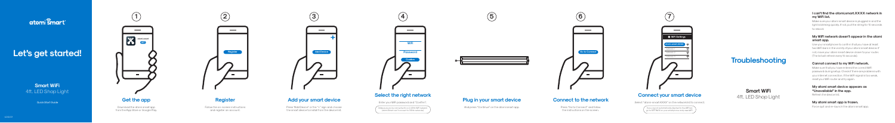atom smart

# Let's get started!

**Smart WiFi**
4ft. LED Shop Light

Quick Start Guide

## 1 Get the app

Download the atom smart app from the App Store or Google Play.

## 2 Register

Follow the on-screen instructions and register an account.

## 3 Add your smart device

Press "Add Device" or the "+" sign and choose the smart device to install from the device list.

## 4 Select the right network

Enter your WiFi password and "Confirm".

Make sure you are connected to a 2.4GHz WiFi network. atom Smart can't connect to 5Ghz networks.

## 5 Plug in your smart device

And press "Continue" on the atom smart app.

## 6 Connect to the network

Press "Go to Connect" and follow the instructions on the screen.

## 7 Connect your smart device

Select "atom-smart-XXXX" on the network list to connect.

If you cannot connect with the device to the WiFi go to WiFi/Wi-fi on your smartphone and select WiFi.

# Troubleshooting

**Smart WiFi**
4ft. LED Shop Light

**I can't find the atomsmart.XXXX network in my WiFi list.**
Make sure your atom smart device is plugged in and the light is blinking quickly. If not, pull the string for 10 seconds to reboot.

**My WiFi network doesn't appear in the atom smart app.**
Use your smartphone to confirm that you have at least two WiFi bars in the vicinity of your atom smart device. If not, move your atom smart device closer to your router. (The list will refresh every 10 seconds).

**Cannot connect to my WiFi network.**
Make sure that you have entered the correct WiFi password during setup. Check if there are problems with your internet connection. If the WiFi signal is too weak, reset your WiFi router and try again.

**My atom smart device appears as "Unavailable" in the app.**
Refresh the device list.

**My atom smart app is frozen.**
Force quit and re-launch the atom smart app.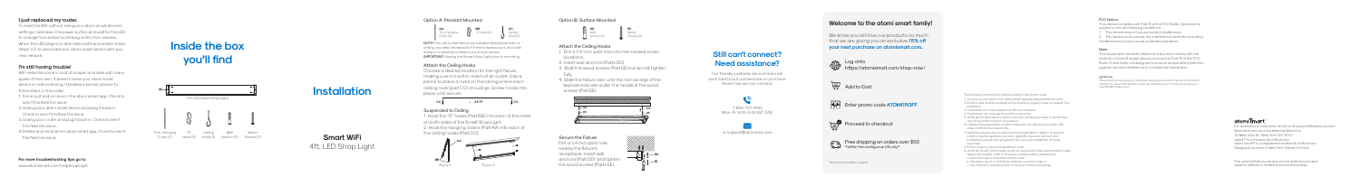## I just replaced my router.

To reset the Wifi without losing your atomi smart devices settings, hold down the power button and wait for the LED to change from amber to blinking white, then release. When the LED begins to alternate white and amber, follow steps 3-6 to associate your atomi smart device with your new network.

## I'm still having trouble!

WiFi networks can ebb and flow and all connections vary in quality at their own. It doesn't mean your atomi smart device is malfunctioning. If problems persist, please try these steps, in this order:

1. Force quit and re-launch the atomi smart app. Check to see if this fixes the issue.
2. Unplug your atomi smart device and plug it back in. Check to see if this fixes the issue.
3. Unplug your router and plug it back in. Check to see if this fixes the issue.
4. Delete and reinstall the atomi smart app. Check to see if this fixes the issue.

**For more troubleshooting tips go to**
www.atomismart.com/helpdhop.lght

# Inside the box you'll find

4ft. LED Smart Shop Light

AA 10 in. Hanging Chain (2) | BB "S" Hook (4) | CC Ceiling Hook (2) | DD Wall Anchor (2) | EE Wood Screws (2)

# Installation

## Smart WiFi
## 4ft. LED Shop Light

### Option A: Pendant Mounted

AA 10 in. Hanging Chain (2) | BB "S" Hook (4) | CC Ceiling Hook (2)

**NOTE:** This unit is intended to be installed directly beneath a ceiling-mounted receptacle. If there is excess cord, twist with string or a cable tie to keep it out of work space.

**IMPORTANT:** Unplug the Smart Shop Light prior to installing.

#### Attach the Ceiling Hooks

Choose a desired location for the light fixture, making sure it is within reach of an outlet. Use a pencil to place a mark on the ceiling where each ceiling hook (part CC) should go. Screw hooks into place until secure.

CC — 44.5 FT — CC

#### Suspended to Ceiling

1. Hook the "S" hooks (Part BB) into each of the holes on both sides of the Smart Shop Light.
2. Hook the hanging chains (Part AA) into each of the ceiling hooks (Part CC).

Figure 1 | Figure 2

### Option B: Surface Mounted

DD Wall Anchor (2) | EE Wood Screws (2)

#### Attach the Ceiling Hooks

1. Drill a 1/4 inch pilot hole into the marked screw locations.
2. Insert wall anchors (Parts DD).
3. Start the wood screws (Part EE) but do not tighten fully.
4. Slide the fixture over until the narrow legs of the keyhole slots are under the heads of the wood screws (Part EE).

#### Secure the Fixture

Drill a 1/4 inch pilot hole nearby the fixture's receptacle. Insert wall anchor (Part DD) and tighten the wood screws (Parts EE).

# Still can't connect? Need assistance?

Our friendly customer service team will work hard to put a smile back on your face. Here's how we can connect:

1-800-701-9490
Mon-Fr 9:00-5:30 EST (US)

cr.support@atomisma.com

# Welcome to the atomi smart family!

We know you will love our products so much that we are giving you an exclusive **15% off your next purchase on atomismart.com.**

Log onto https://atomismart.com/shop-now/

Add to Cart

Enter promo code **ATOMI15OFF**

Proceed to checkout

Free shipping on orders over $50
*within the contiguous US only*

Terms and conditions apply

### FCC Notice:

This device complies with Part 15 of the FCC Rules. Operation is subject to the two following conditions:

1. This device may not cause harmful interference.
2. This device must accept any interference received, including interference that may cause undesired operation.

### Note:

This equipment has been tested and found to comply with the limits for a Class B digital device, pursuant to Part 15 of the FCC Rules. These limits are designed to provide reasonable protection against harmful interference in a residential installation.

**Warning**

# atomi smart

For questions or concerns, email us at support@atomismart.com
Manufactured and marketed by Atomi Inc.
Designed in New York. Made in China.

Five-year limited warranty from the date of purchase against defects in material and workmanship.